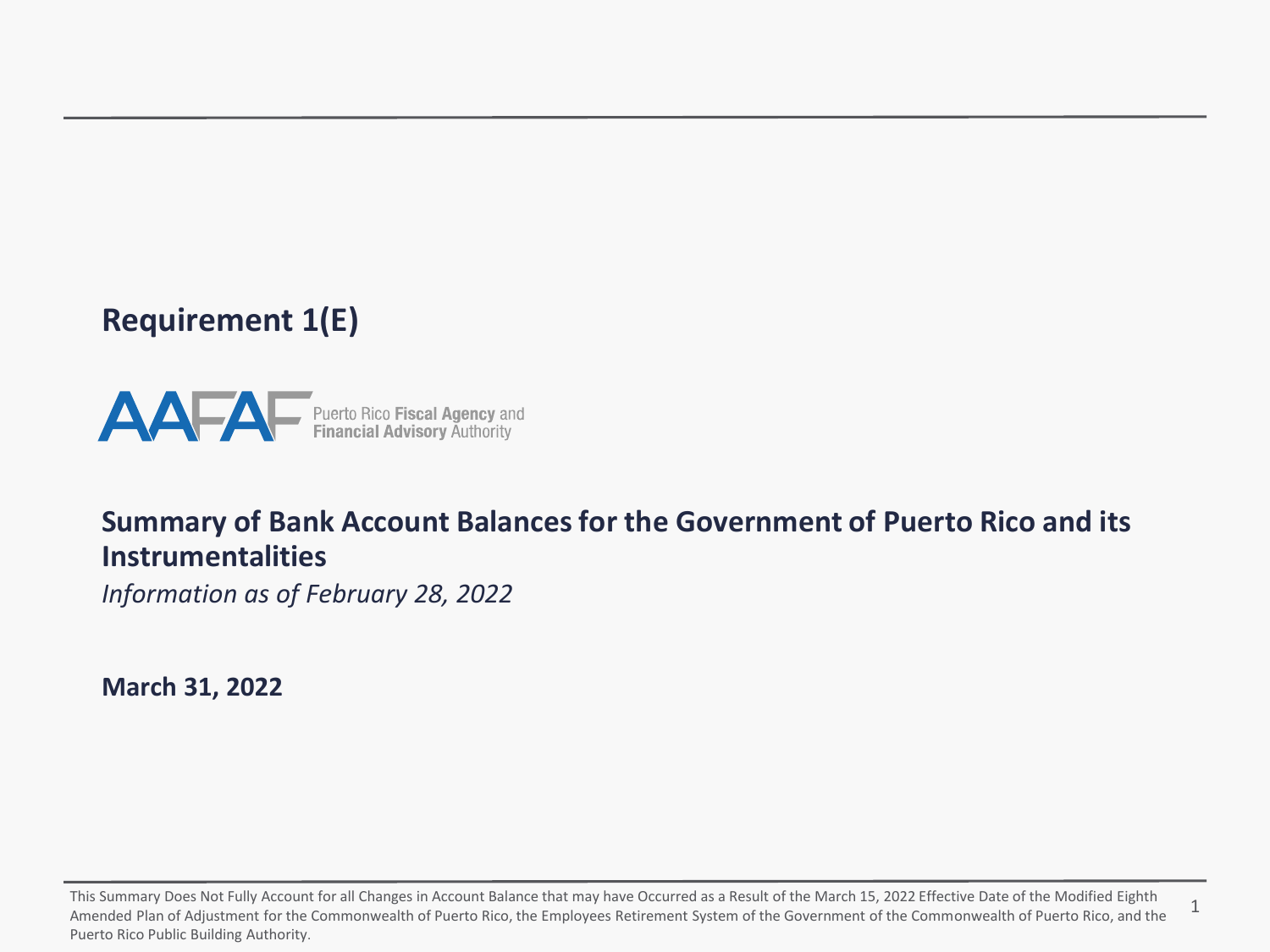**Requirement 1(E)**

AAFAF Puerto Rico **Fiscal Agency** and **Financial Advisory** Authority

# Summary of Bank Account Balances for the Government of Puerto Rico and its Instrumentalities

*Information as of February 28, 2022*

**March 31, 2022**

This Summary Does Not Fully Account for all Changes in Account Balance that may have Occurred as a Result of the March 15, 2022 Effective Date of the Modified Eighth Amended Plan of Adjustment for the Commonwealth of Puerto Rico, the Employees Retirement System of the Government of the Commonwealth of Puerto Rico, and the Puerto Rico Public Building Authority.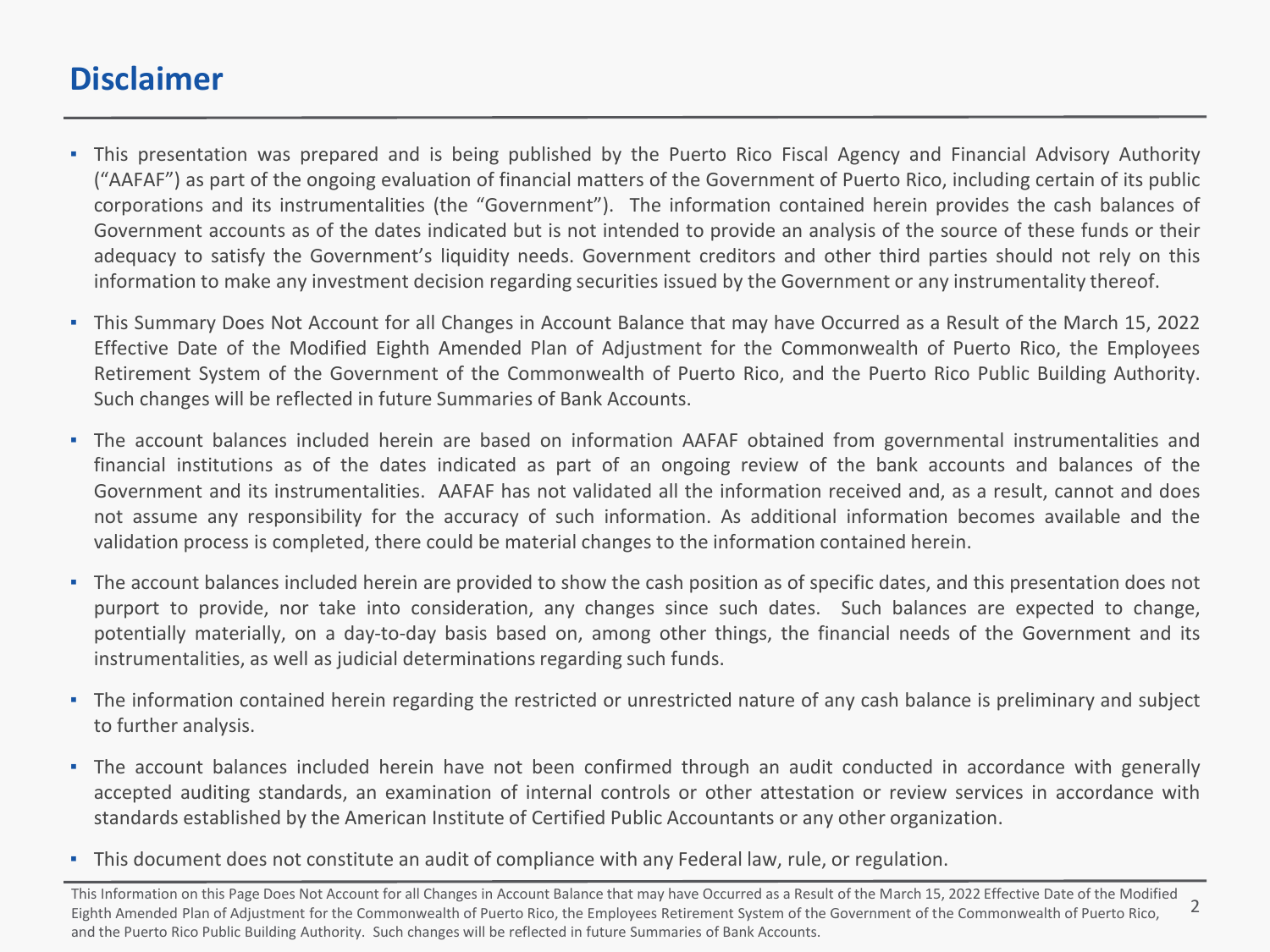# Disclaimer

- This presentation was prepared and is being published by the Puerto Rico Fiscal Agency and Financial Advisory Authority ("AAFAF") as part of the ongoing evaluation of financial matters of the Government of Puerto Rico, including certain of its public corporations and its instrumentalities (the "Government"). The information contained herein provides the cash balances of Government accounts as of the dates indicated but is not intended to provide an analysis of the source of these funds or their adequacy to satisfy the Government's liquidity needs. Government creditors and other third parties should not rely on this information to make any investment decision regarding securities issued by the Government or any instrumentality thereof.
- This Summary Does Not Account for all Changes in Account Balance that may have Occurred as a Result of the March 15, 2022 Effective Date of the Modified Eighth Amended Plan of Adjustment for the Commonwealth of Puerto Rico, the Employees Retirement System of the Government of the Commonwealth of Puerto Rico, and the Puerto Rico Public Building Authority. Such changes will be reflected in future Summaries of Bank Accounts.
- The account balances included herein are based on information AAFAF obtained from governmental instrumentalities and financial institutions as of the dates indicated as part of an ongoing review of the bank accounts and balances of the Government and its instrumentalities. AAFAF has not validated all the information received and, as a result, cannot and does not assume any responsibility for the accuracy of such information. As additional information becomes available and the validation process is completed, there could be material changes to the information contained herein.
- The account balances included herein are provided to show the cash position as of specific dates, and this presentation does not purport to provide, nor take into consideration, any changes since such dates. Such balances are expected to change, potentially materially, on a day-to-day basis based on, among other things, the financial needs of the Government and its instrumentalities, as well as judicial determinations regarding such funds.
- The information contained herein regarding the restricted or unrestricted nature of any cash balance is preliminary and subject to further analysis.
- The account balances included herein have not been confirmed through an audit conducted in accordance with generally accepted auditing standards, an examination of internal controls or other attestation or review services in accordance with standards established by the American Institute of Certified Public Accountants or any other organization.
- This document does not constitute an audit of compliance with any Federal law, rule, or regulation.

This Information on this Page Does Not Account for all Changes in Account Balance that may have Occurred as a Result of the March 15, 2022 Effective Date of the Modified Eighth Amended Plan of Adjustment for the Commonwealth of Puerto Rico, the Employees Retirement System of the Government of the Commonwealth of Puerto Rico, and the Puerto Rico Public Building Authority. Such changes will be reflected in future Summaries of Bank Accounts.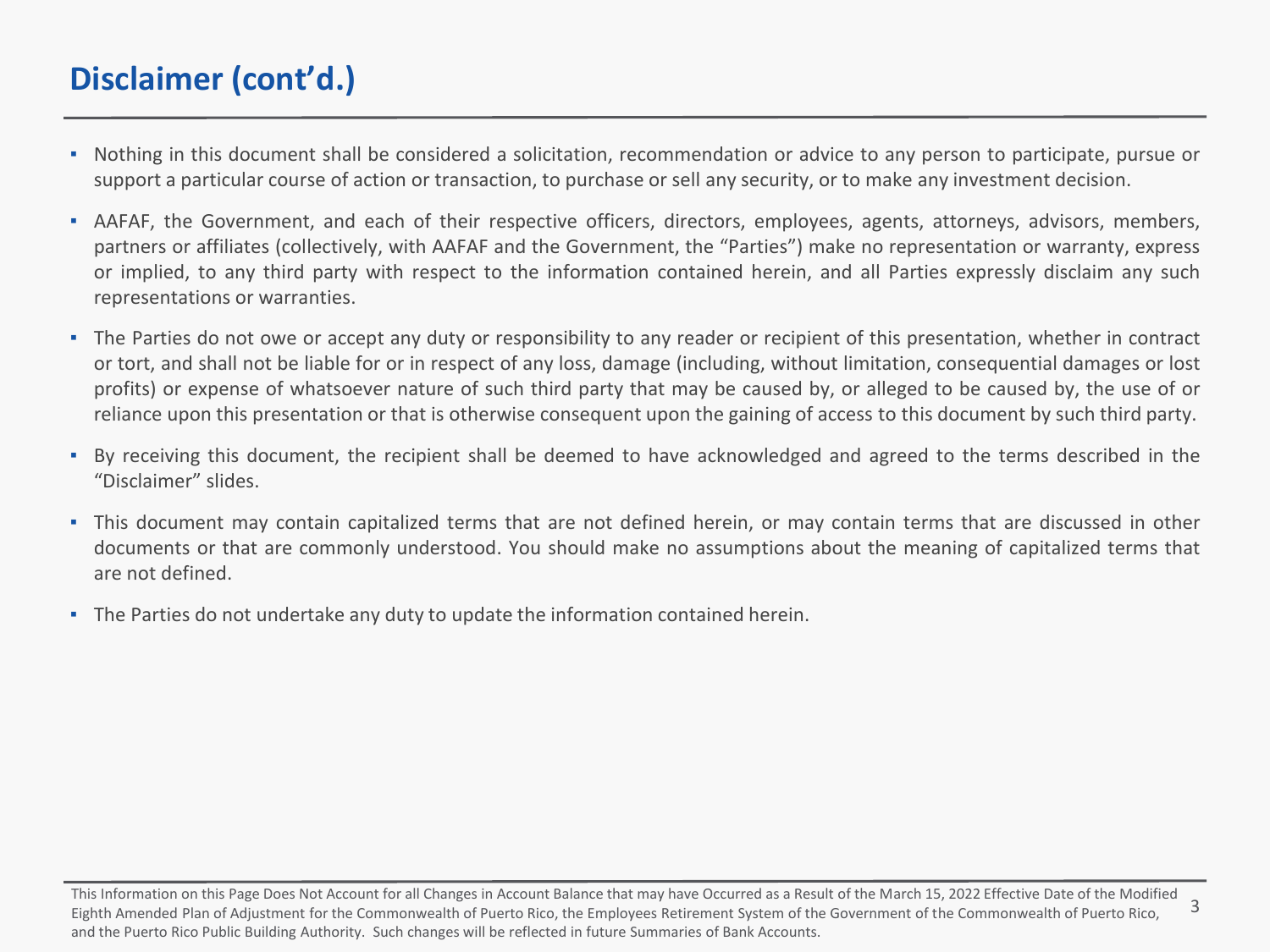# Disclaimer (cont'd.)

- Nothing in this document shall be considered a solicitation, recommendation or advice to any person to participate, pursue or support a particular course of action or transaction, to purchase or sell any security, or to make any investment decision.
- AAFAF, the Government, and each of their respective officers, directors, employees, agents, attorneys, advisors, members, partners or affiliates (collectively, with AAFAF and the Government, the "Parties") make no representation or warranty, express or implied, to any third party with respect to the information contained herein, and all Parties expressly disclaim any such representations or warranties.
- The Parties do not owe or accept any duty or responsibility to any reader or recipient of this presentation, whether in contract or tort, and shall not be liable for or in respect of any loss, damage (including, without limitation, consequential damages or lost profits) or expense of whatsoever nature of such third party that may be caused by, or alleged to be caused by, the use of or reliance upon this presentation or that is otherwise consequent upon the gaining of access to this document by such third party.
- By receiving this document, the recipient shall be deemed to have acknowledged and agreed to the terms described in the "Disclaimer" slides.
- This document may contain capitalized terms that are not defined herein, or may contain terms that are discussed in other documents or that are commonly understood. You should make no assumptions about the meaning of capitalized terms that are not defined.
- The Parties do not undertake any duty to update the information contained herein.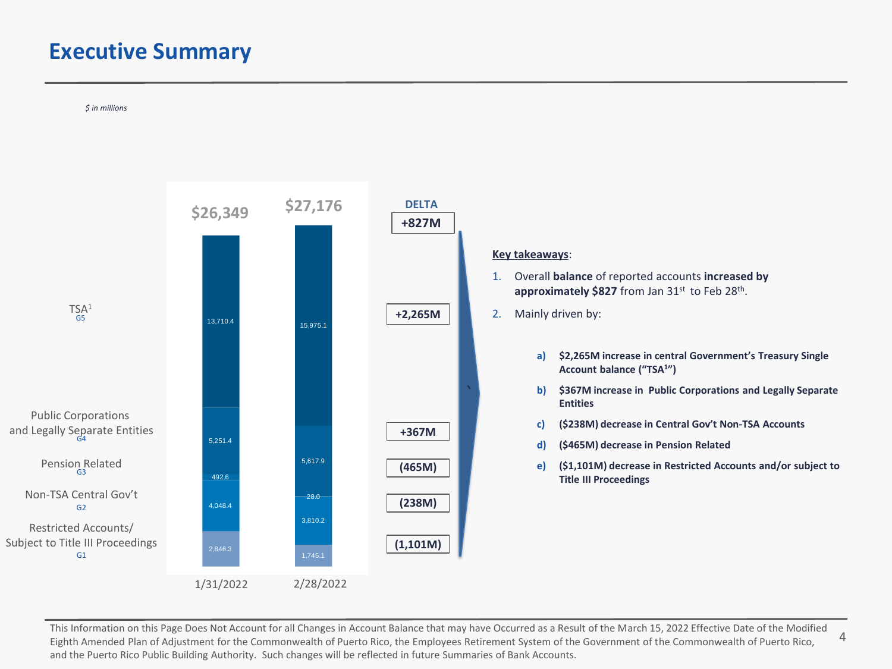# Executive Summary

*$ in millions*

$26,349

$27,176

DELTA

+827M

TSA[1]
G5

13,710.4

15,975.1

+2,265M

Public Corporations and Legally Separate Entities
G4

5,251.4

5,617.9

+367M

Pension Related
G3

492.6

28.0

(465M)

Non-TSA Central Gov't
G2

4,048.4

3,810.2

(238M)

Restricted Accounts/ Subject to Title III Proceedings
G1

2,846.3

1,745.1

(1,101M)

1/31/2022

2/28/2022

**Key takeaways**:

1. Overall **balance** of reported accounts **increased by approximately $827** from Jan 31st to Feb 28th.
2. Mainly driven by:

   a) **$2,265M increase in central Government's Treasury Single Account balance ("TSA[1]")**

   b) **$367M increase in Public Corporations and Legally Separate Entities**

   c) **($238M) decrease in Central Gov't Non-TSA Accounts**

   d) **($465M) decrease in Pension Related**

   e) **($1,101M) decrease in Restricted Accounts and/or subject to Title III Proceedings**

This Information on this Page Does Not Account for all Changes in Account Balance that may have Occurred as a Result of the March 15, 2022 Effective Date of the Modified Eighth Amended Plan of Adjustment for the Commonwealth of Puerto Rico, the Employees Retirement System of the Government of the Commonwealth of Puerto Rico, and the Puerto Rico Public Building Authority. Such changes will be reflected in future Summaries of Bank Accounts.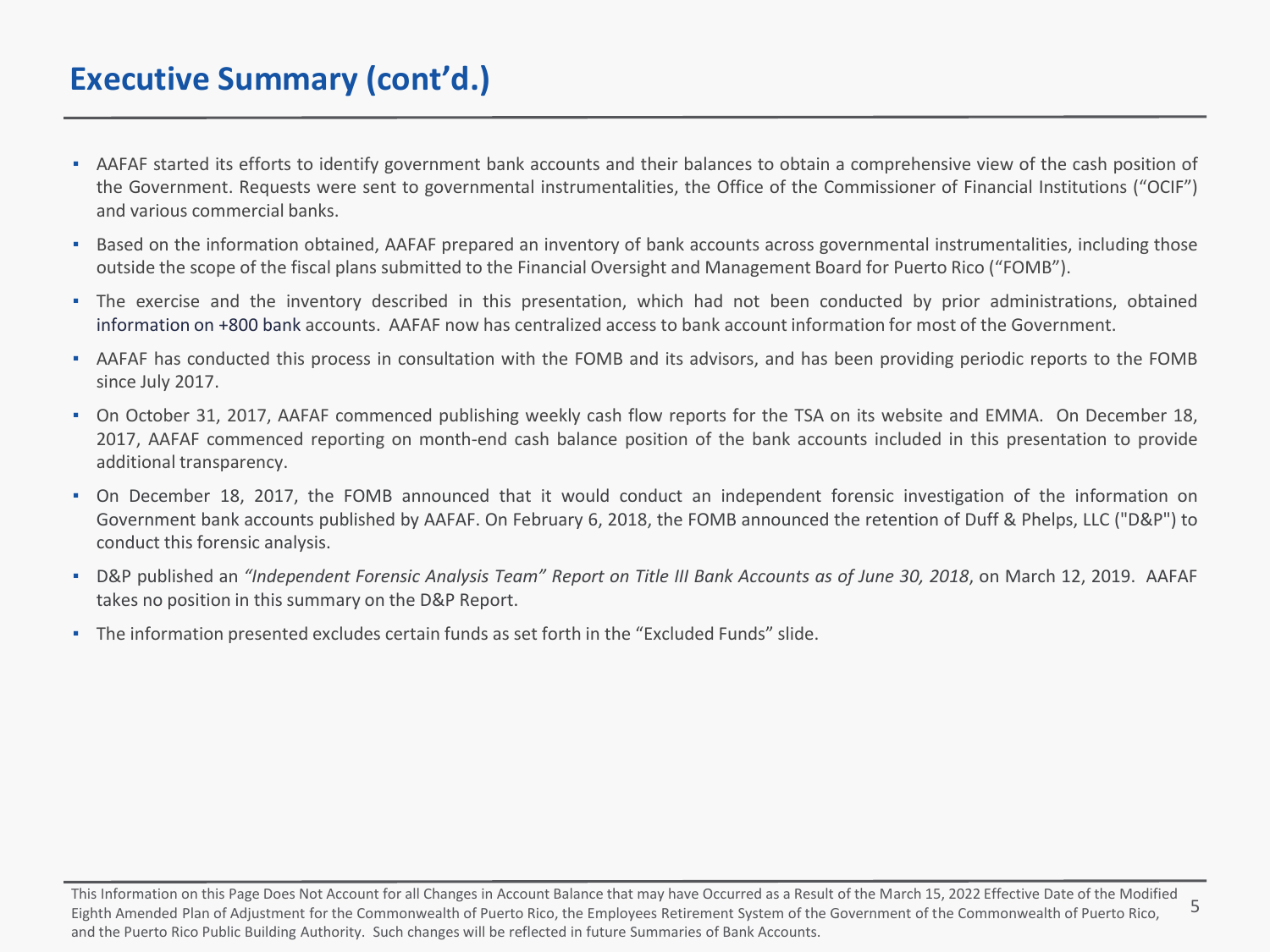# Executive Summary (cont'd.)

- AAFAF started its efforts to identify government bank accounts and their balances to obtain a comprehensive view of the cash position of the Government. Requests were sent to governmental instrumentalities, the Office of the Commissioner of Financial Institutions ("OCIF") and various commercial banks.
- Based on the information obtained, AAFAF prepared an inventory of bank accounts across governmental instrumentalities, including those outside the scope of the fiscal plans submitted to the Financial Oversight and Management Board for Puerto Rico ("FOMB").
- The exercise and the inventory described in this presentation, which had not been conducted by prior administrations, obtained information on +800 bank accounts. AAFAF now has centralized access to bank account information for most of the Government.
- AAFAF has conducted this process in consultation with the FOMB and its advisors, and has been providing periodic reports to the FOMB since July 2017.
- On October 31, 2017, AAFAF commenced publishing weekly cash flow reports for the TSA on its website and EMMA. On December 18, 2017, AAFAF commenced reporting on month-end cash balance position of the bank accounts included in this presentation to provide additional transparency.
- On December 18, 2017, the FOMB announced that it would conduct an independent forensic investigation of the information on Government bank accounts published by AAFAF. On February 6, 2018, the FOMB announced the retention of Duff & Phelps, LLC ("D&P") to conduct this forensic analysis.
- D&P published an *"Independent Forensic Analysis Team" Report on Title III Bank Accounts as of June 30, 2018*, on March 12, 2019. AAFAF takes no position in this summary on the D&P Report.
- The information presented excludes certain funds as set forth in the "Excluded Funds" slide.

This Information on this Page Does Not Account for all Changes in Account Balance that may have Occurred as a Result of the March 15, 2022 Effective Date of the Modified Eighth Amended Plan of Adjustment for the Commonwealth of Puerto Rico, the Employees Retirement System of the Government of the Commonwealth of Puerto Rico, and the Puerto Rico Public Building Authority. Such changes will be reflected in future Summaries of Bank Accounts.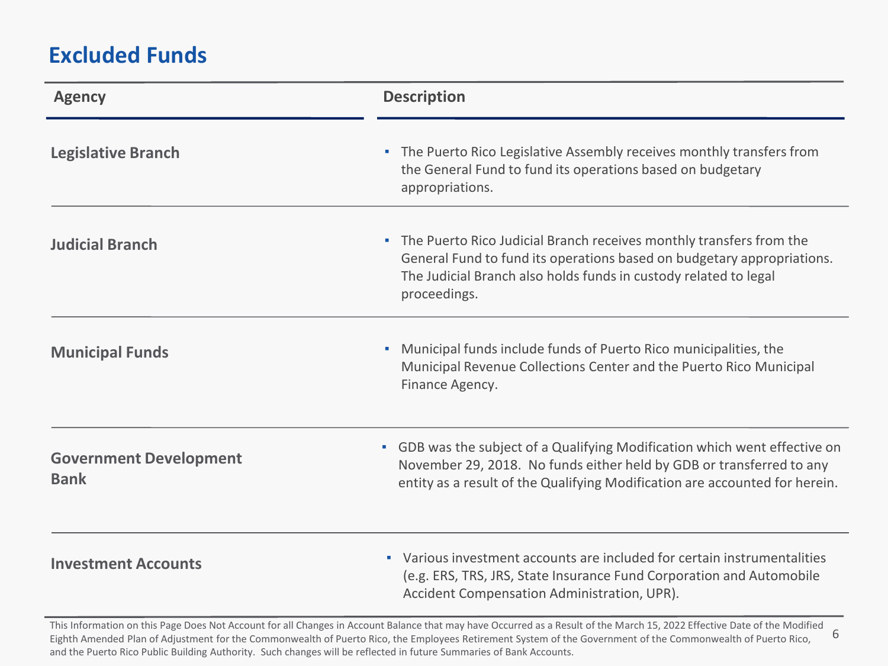## Excluded Funds

| Agency | Description |
|---|---|
| **Legislative Branch** | ▪ The Puerto Rico Legislative Assembly receives monthly transfers from the General Fund to fund its operations based on budgetary appropriations. |
| **Judicial Branch** | ▪ The Puerto Rico Judicial Branch receives monthly transfers from the General Fund to fund its operations based on budgetary appropriations. The Judicial Branch also holds funds in custody related to legal proceedings. |
| **Municipal Funds** | ▪ Municipal funds include funds of Puerto Rico municipalities, the Municipal Revenue Collections Center and the Puerto Rico Municipal Finance Agency. |
| **Government Development Bank** | ▪ GDB was the subject of a Qualifying Modification which went effective on November 29, 2018. No funds either held by GDB or transferred to any entity as a result of the Qualifying Modification are accounted for herein. |
| **Investment Accounts** | ▪ Various investment accounts are included for certain instrumentalities (e.g. ERS, TRS, JRS, State Insurance Fund Corporation and Automobile Accident Compensation Administration, UPR). |

This Information on this Page Does Not Account for all Changes in Account Balance that may have Occurred as a Result of the March 15, 2022 Effective Date of the Modified Eighth Amended Plan of Adjustment for the Commonwealth of Puerto Rico, the Employees Retirement System of the Government of the Commonwealth of Puerto Rico, and the Puerto Rico Public Building Authority. Such changes will be reflected in future Summaries of Bank Accounts.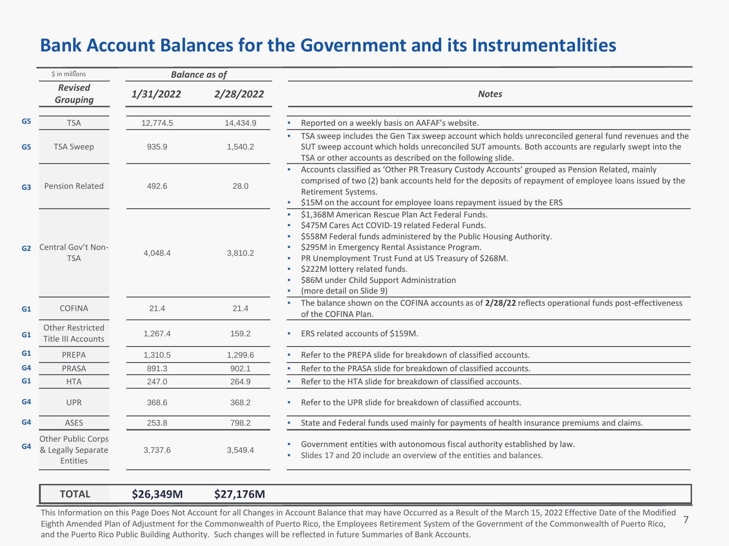# Bank Account Balances for the Government and its Instrumentalities

| | $ in millions<br>*Revised Grouping* | *Balance as of* 1/31/2022 | 2/28/2022 | *Notes* |
|---|---|---|---|---|
| G5 | TSA | 12,774.5 | 14,434.9 | ▪ Reported on a weekly basis on AAFAF's website. |
| G5 | TSA Sweep | 935.9 | 1,540.2 | ▪ TSA sweep includes the Gen Tax sweep account which holds unreconciled general fund revenues and the SUT sweep account which holds unreconciled SUT amounts. Both accounts are regularly swept into the TSA or other accounts as described on the following slide. |
| G3 | Pension Related | 492.6 | 28.0 | ▪ Accounts classified as 'Other PR Treasury Custody Accounts' grouped as Pension Related, mainly comprised of two (2) bank accounts held for the deposits of repayment of employee loans issued by the Retirement Systems.<br>▪ $15M on the account for employee loans repayment issued by the ERS |
| G2 | Central Gov't Non-TSA | 4,048.4 | 3,810.2 | ▪ $1,368M American Rescue Plan Act Federal Funds.<br>▪ $475M Cares Act COVID-19 related Federal Funds.<br>▪ $558M Federal funds administered by the Public Housing Authority.<br>▪ $295M in Emergency Rental Assistance Program.<br>▪ PR Unemployment Trust Fund at US Treasury of $268M.<br>▪ $222M lottery related funds.<br>▪ $86M under Child Support Administration<br>▪ (more detail on Slide 9) |
| G1 | COFINA | 21.4 | 21.4 | ▪ The balance shown on the COFINA accounts as of **2/28/22** reflects operational funds post-effectiveness of the COFINA Plan. |
| G1 | Other Restricted Title III Accounts | 1,267.4 | 159.2 | ▪ ERS related accounts of $159M. |
| G1 | PREPA | 1,310.5 | 1,299.6 | ▪ Refer to the PREPA slide for breakdown of classified accounts. |
| G4 | PRASA | 891.3 | 902.1 | ▪ Refer to the PRASA slide for breakdown of classified accounts. |
| G1 | HTA | 247.0 | 264.9 | ▪ Refer to the HTA slide for breakdown of classified accounts. |
| G4 | UPR | 368.6 | 368.2 | ▪ Refer to the UPR slide for breakdown of classified accounts. |
| G4 | ASES | 253.8 | 798.2 | ▪ State and Federal funds used mainly for payments of health insurance premiums and claims. |
| G4 | Other Public Corps & Legally Separate Entities | 3,737.6 | 3,549.4 | ▪ Government entities with autonomous fiscal authority established by law.<br>▪ Slides 17 and 20 include an overview of the entities and balances. |
| | **TOTAL** | **$26,349M** | **$27,176M** | |

This Information on this Page Does Not Account for all Changes in Account Balance that may have Occurred as a Result of the March 15, 2022 Effective Date of the Modified Eighth Amended Plan of Adjustment for the Commonwealth of Puerto Rico, the Employees Retirement System of the Government of the Commonwealth of Puerto Rico, and the Puerto Rico Public Building Authority. Such changes will be reflected in future Summaries of Bank Accounts.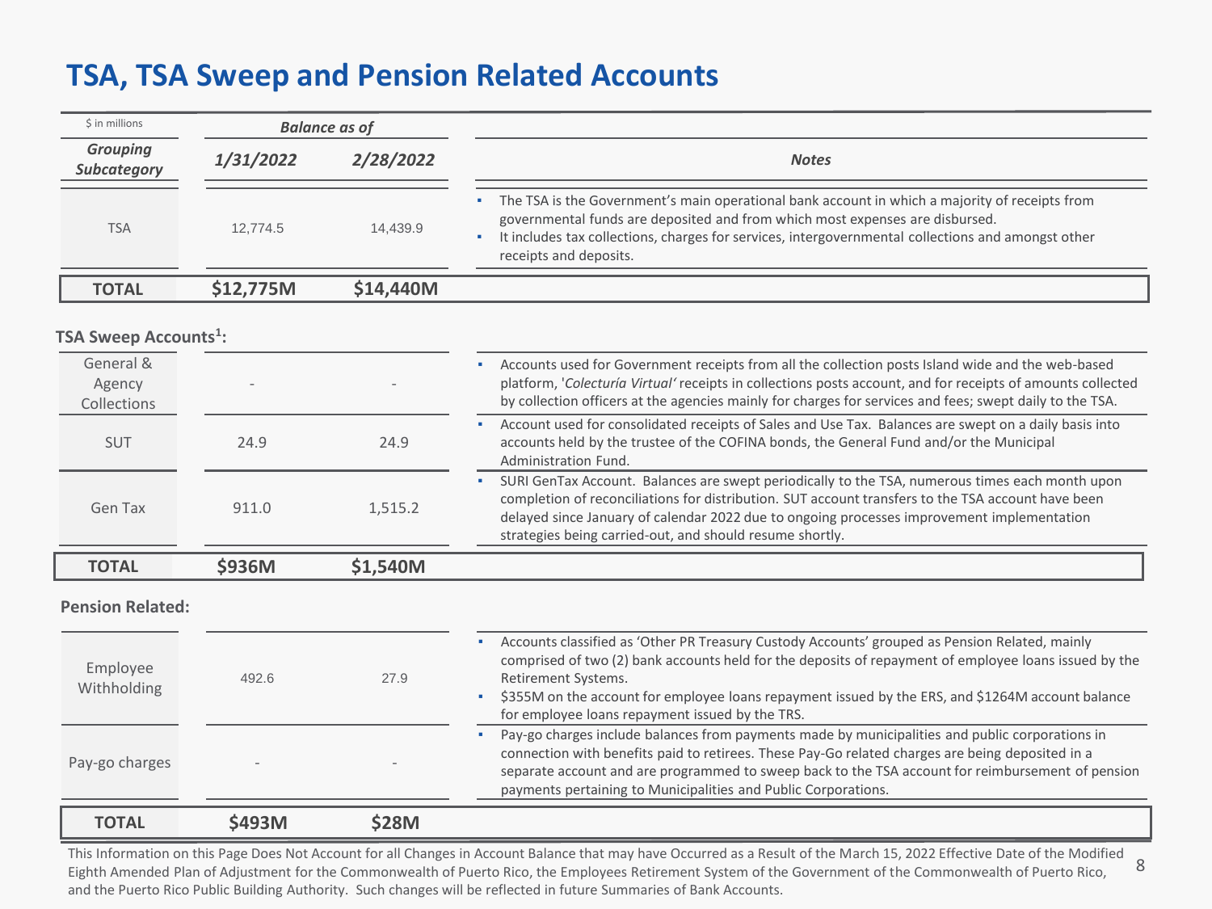# TSA, TSA Sweep and Pension Related Accounts

| $ in millions | Balance as of | | |
|---|---|---|---|
| ***Grouping Subcategory*** | ***1/31/2022*** | ***2/28/2022*** | ***Notes*** |
| TSA | 12,774.5 | 14,439.9 | ▪ The TSA is the Government's main operational bank account in which a majority of receipts from governmental funds are deposited and from which most expenses are disbursed.<br>▪ It includes tax collections, charges for services, intergovernmental collections and amongst other receipts and deposits. |
| **TOTAL** | **$12,775M** | **$14,440M** | |

**TSA Sweep Accounts[1]:**

| | | | |
|---|---|---|---|
| General & Agency Collections | - | - | ▪ Accounts used for Government receipts from all the collection posts Island wide and the web-based platform, '*Colecturía Virtual'* receipts in collections posts account, and for receipts of amounts collected by collection officers at the agencies mainly for charges for services and fees; swept daily to the TSA. |
| SUT | 24.9 | 24.9 | ▪ Account used for consolidated receipts of Sales and Use Tax. Balances are swept on a daily basis into accounts held by the trustee of the COFINA bonds, the General Fund and/or the Municipal Administration Fund. |
| Gen Tax | 911.0 | 1,515.2 | ▪ SURI GenTax Account. Balances are swept periodically to the TSA, numerous times each month upon completion of reconciliations for distribution. SUT account transfers to the TSA account have been delayed since January of calendar 2022 due to ongoing processes improvement implementation strategies being carried-out, and should resume shortly. |
| **TOTAL** | **$936M** | **$1,540M** | |

**Pension Related:**

| | | | |
|---|---|---|---|
| Employee Withholding | 492.6 | 27.9 | ▪ Accounts classified as 'Other PR Treasury Custody Accounts' grouped as Pension Related, mainly comprised of two (2) bank accounts held for the deposits of repayment of employee loans issued by the Retirement Systems.<br>▪ $355M on the account for employee loans repayment issued by the ERS, and $1264M account balance for employee loans repayment issued by the TRS. |
| Pay-go charges | - | - | ▪ Pay-go charges include balances from payments made by municipalities and public corporations in connection with benefits paid to retirees. These Pay-Go related charges are being deposited in a separate account and are programmed to sweep back to the TSA account for reimbursement of pension payments pertaining to Municipalities and Public Corporations. |
| **TOTAL** | **$493M** | **$28M** | |

This Information on this Page Does Not Account for all Changes in Account Balance that may have Occurred as a Result of the March 15, 2022 Effective Date of the Modified Eighth Amended Plan of Adjustment for the Commonwealth of Puerto Rico, the Employees Retirement System of the Government of the Commonwealth of Puerto Rico, and the Puerto Rico Public Building Authority. Such changes will be reflected in future Summaries of Bank Accounts.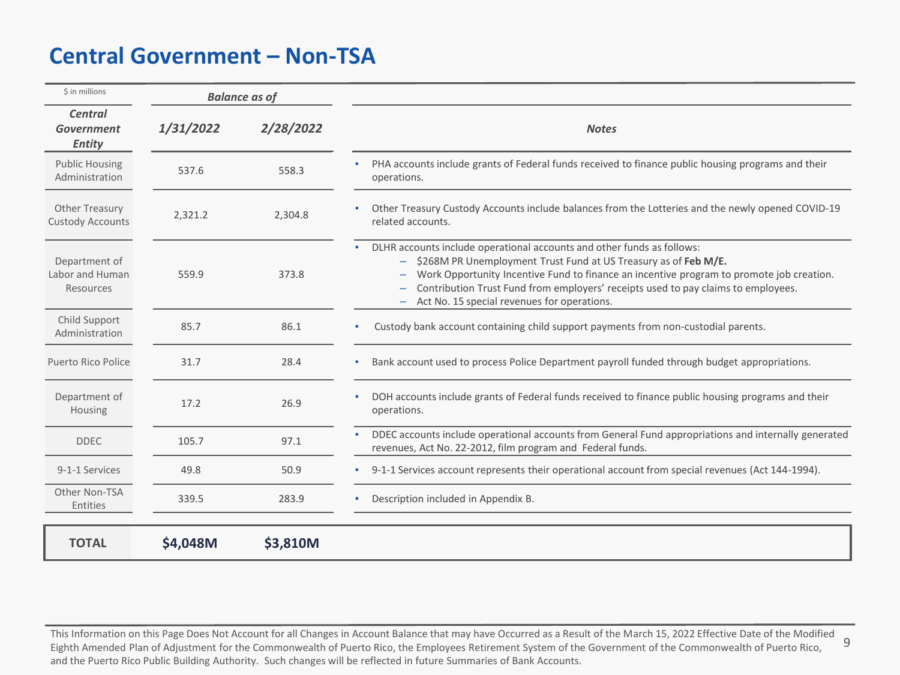# Central Government – Non-TSA

| $ in millions | Balance as of | | |
|---|---|---|---|
| ***Central Government Entity*** | ***1/31/2022*** | ***2/28/2022*** | ***Notes*** |
| Public Housing Administration | 537.6 | 558.3 | ▪ PHA accounts include grants of Federal funds received to finance public housing programs and their operations. |
| Other Treasury Custody Accounts | 2,321.2 | 2,304.8 | ▪ Other Treasury Custody Accounts include balances from the Lotteries and the newly opened COVID-19 related accounts. |
| Department of Labor and Human Resources | 559.9 | 373.8 | ▪ DLHR accounts include operational accounts and other funds as follows:<br>– $268M PR Unemployment Trust Fund at US Treasury as of **Feb M/E.**<br>– Work Opportunity Incentive Fund to finance an incentive program to promote job creation.<br>– Contribution Trust Fund from employers' receipts used to pay claims to employees.<br>– Act No. 15 special revenues for operations. |
| Child Support Administration | 85.7 | 86.1 | ▪ Custody bank account containing child support payments from non-custodial parents. |
| Puerto Rico Police | 31.7 | 28.4 | ▪ Bank account used to process Police Department payroll funded through budget appropriations. |
| Department of Housing | 17.2 | 26.9 | ▪ DOH accounts include grants of Federal funds received to finance public housing programs and their operations. |
| DDEC | 105.7 | 97.1 | ▪ DDEC accounts include operational accounts from General Fund appropriations and internally generated revenues, Act No. 22-2012, film program and Federal funds. |
| 9-1-1 Services | 49.8 | 50.9 | ▪ 9-1-1 Services account represents their operational account from special revenues (Act 144-1994). |
| Other Non-TSA Entities | 339.5 | 283.9 | ▪ Description included in Appendix B. |
| **TOTAL** | **$4,048M** | **$3,810M** | |

This Information on this Page Does Not Account for all Changes in Account Balance that may have Occurred as a Result of the March 15, 2022 Effective Date of the Modified Eighth Amended Plan of Adjustment for the Commonwealth of Puerto Rico, the Employees Retirement System of the Government of the Commonwealth of Puerto Rico, and the Puerto Rico Public Building Authority. Such changes will be reflected in future Summaries of Bank Accounts.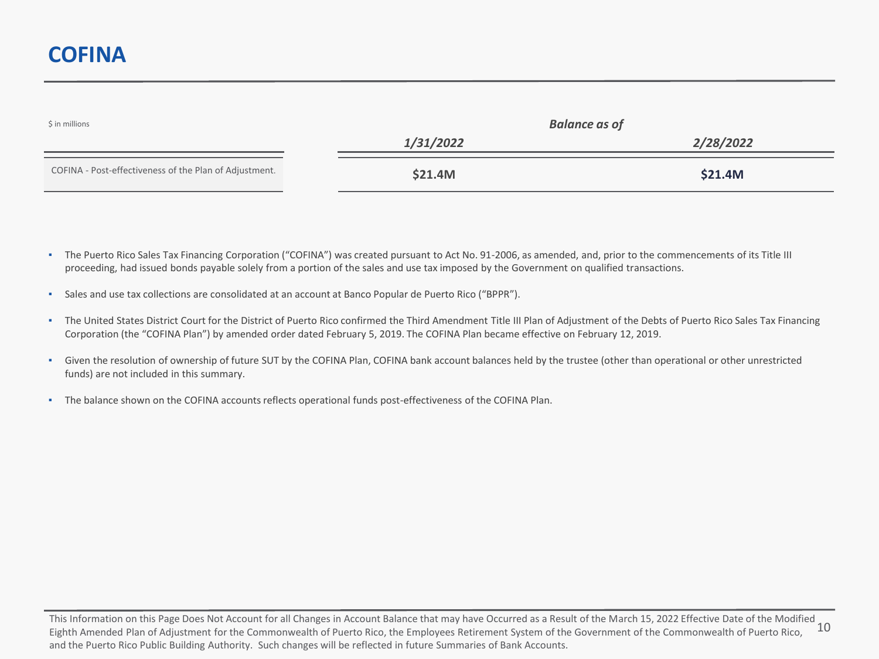# COFINA

| $ in millions | Balance as of | |
|---|---|---|
| | *1/31/2022* | *2/28/2022* |
| COFINA - Post-effectiveness of the Plan of Adjustment. | **$21.4M** | **$21.4M** |

- The Puerto Rico Sales Tax Financing Corporation ("COFINA") was created pursuant to Act No. 91-2006, as amended, and, prior to the commencements of its Title III proceeding, had issued bonds payable solely from a portion of the sales and use tax imposed by the Government on qualified transactions.
- Sales and use tax collections are consolidated at an account at Banco Popular de Puerto Rico ("BPPR").
- The United States District Court for the District of Puerto Rico confirmed the Third Amendment Title III Plan of Adjustment of the Debts of Puerto Rico Sales Tax Financing Corporation (the "COFINA Plan") by amended order dated February 5, 2019. The COFINA Plan became effective on February 12, 2019.
- Given the resolution of ownership of future SUT by the COFINA Plan, COFINA bank account balances held by the trustee (other than operational or other unrestricted funds) are not included in this summary.
- The balance shown on the COFINA accounts reflects operational funds post-effectiveness of the COFINA Plan.

This Information on this Page Does Not Account for all Changes in Account Balance that may have Occurred as a Result of the March 15, 2022 Effective Date of the Modified Eighth Amended Plan of Adjustment for the Commonwealth of Puerto Rico, the Employees Retirement System of the Government of the Commonwealth of Puerto Rico, and the Puerto Rico Public Building Authority. Such changes will be reflected in future Summaries of Bank Accounts.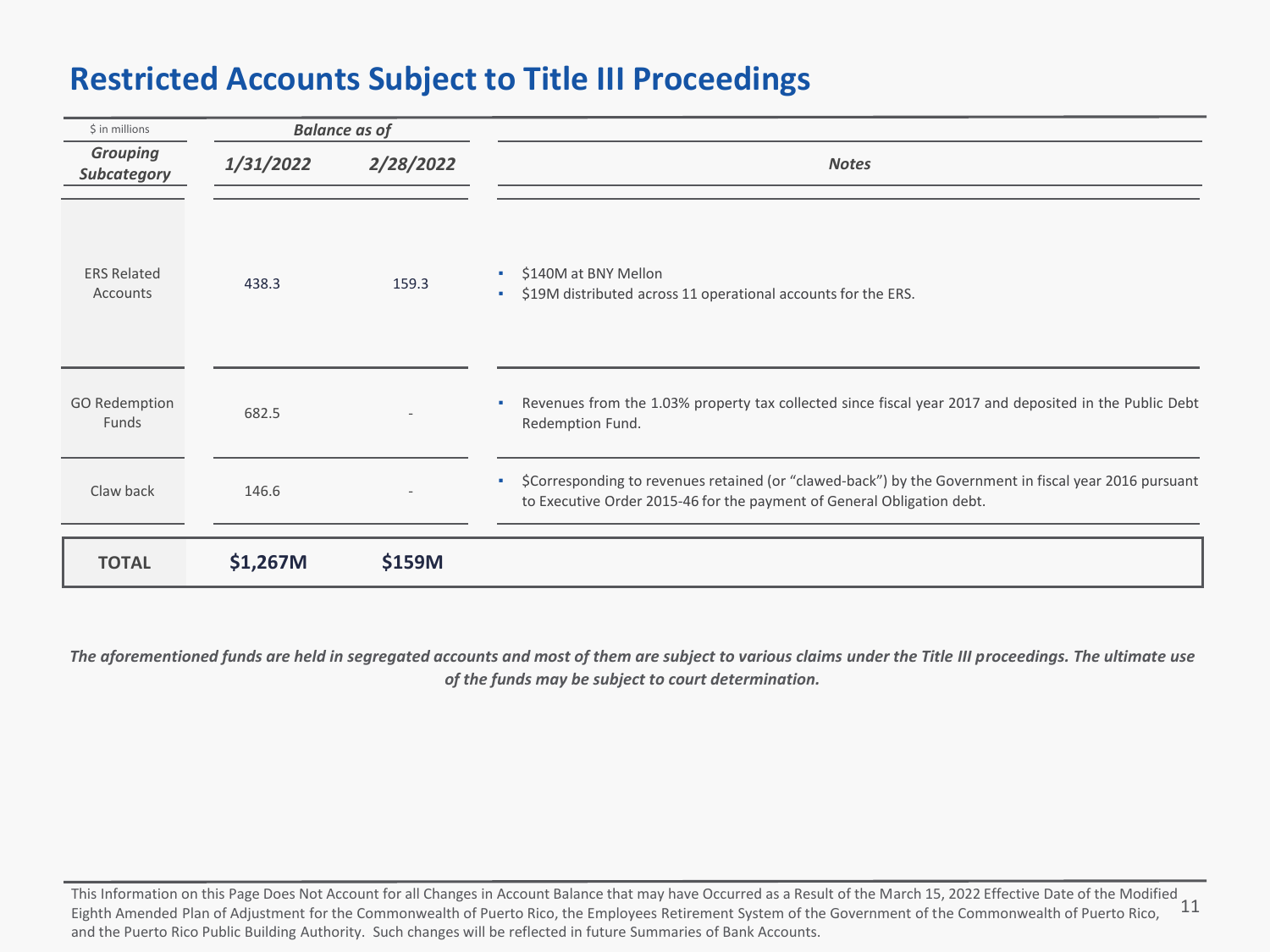# Restricted Accounts Subject to Title III Proceedings

| $ in millions | Balance as of | | |
|---|---|---|---|
| ***Grouping Subcategory*** | ***1/31/2022*** | ***2/28/2022*** | ***Notes*** |
| ERS Related Accounts | 438.3 | 159.3 | ▪ $140M at BNY Mellon<br>▪ $19M distributed across 11 operational accounts for the ERS. |
| GO Redemption Funds | 682.5 | - | ▪ Revenues from the 1.03% property tax collected since fiscal year 2017 and deposited in the Public Debt Redemption Fund. |
| Claw back | 146.6 | - | ▪ $Corresponding to revenues retained (or "clawed-back") by the Government in fiscal year 2016 pursuant to Executive Order 2015-46 for the payment of General Obligation debt. |
| **TOTAL** | **$1,267M** | **$159M** | |

***The aforementioned funds are held in segregated accounts and most of them are subject to various claims under the Title III proceedings. The ultimate use of the funds may be subject to court determination.***

This Information on this Page Does Not Account for all Changes in Account Balance that may have Occurred as a Result of the March 15, 2022 Effective Date of the Modified Eighth Amended Plan of Adjustment for the Commonwealth of Puerto Rico, the Employees Retirement System of the Government of the Commonwealth of Puerto Rico, and the Puerto Rico Public Building Authority. Such changes will be reflected in future Summaries of Bank Accounts.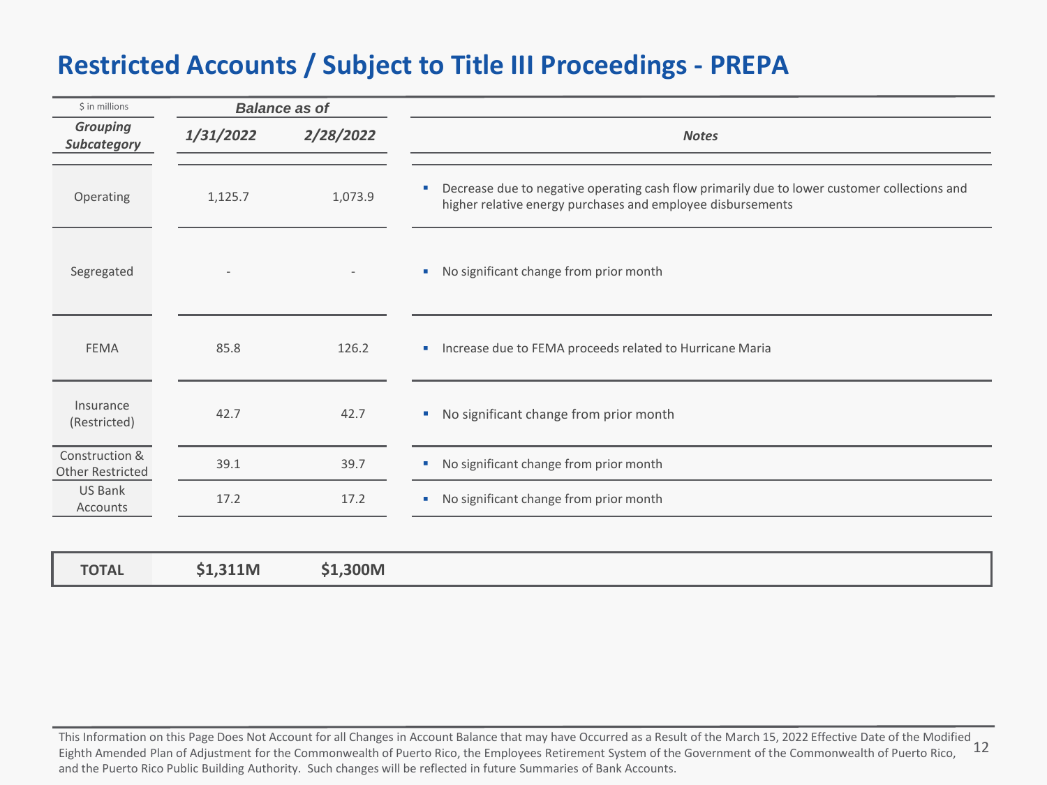# Restricted Accounts / Subject to Title III Proceedings - PREPA

| $ in millions | Balance as of | | |
|---|---|---|---|
| ***Grouping Subcategory*** | ***1/31/2022*** | ***2/28/2022*** | ***Notes*** |
| Operating | 1,125.7 | 1,073.9 | ▪ Decrease due to negative operating cash flow primarily due to lower customer collections and higher relative energy purchases and employee disbursements |
| Segregated | - | - | ▪ No significant change from prior month |
| FEMA | 85.8 | 126.2 | ▪ Increase due to FEMA proceeds related to Hurricane Maria |
| Insurance (Restricted) | 42.7 | 42.7 | ▪ No significant change from prior month |
| Construction & Other Restricted | 39.1 | 39.7 | ▪ No significant change from prior month |
| US Bank Accounts | 17.2 | 17.2 | ▪ No significant change from prior month |
| **TOTAL** | **$1,311M** | **$1,300M** | |

This Information on this Page Does Not Account for all Changes in Account Balance that may have Occurred as a Result of the March 15, 2022 Effective Date of the Modified Eighth Amended Plan of Adjustment for the Commonwealth of Puerto Rico, the Employees Retirement System of the Government of the Commonwealth of Puerto Rico, and the Puerto Rico Public Building Authority. Such changes will be reflected in future Summaries of Bank Accounts.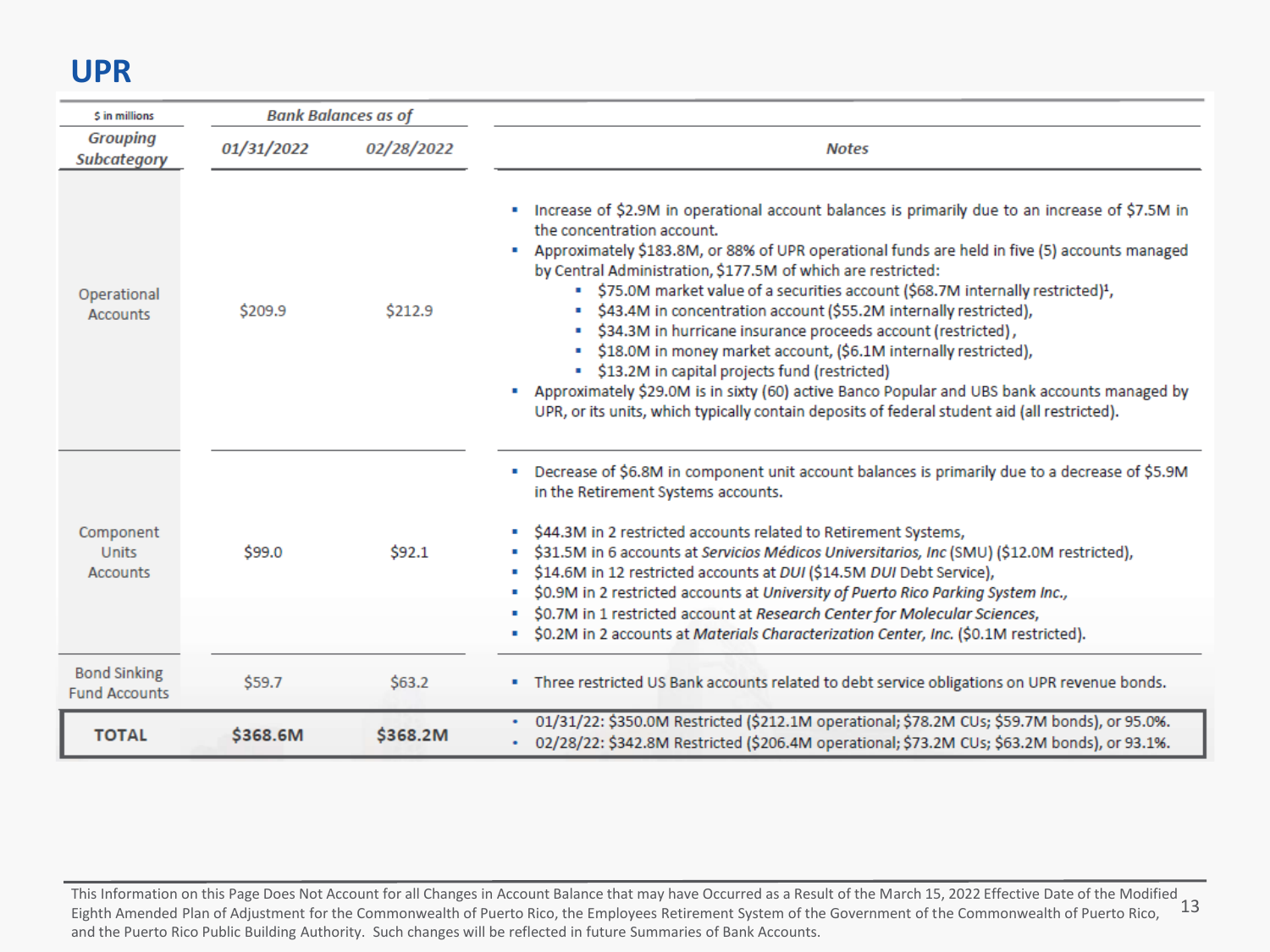# UPR

| $ in millions | *Bank Balances as of* | | |
|---|---|---|---|
| *Grouping Subcategory* | *01/31/2022* | *02/28/2022* | *Notes* |
| Operational Accounts | $209.9 | $212.9 | ▪ Increase of $2.9M in operational account balances is primarily due to an increase of $7.5M in the concentration account.<br>▪ Approximately $183.8M, or 88% of UPR operational funds are held in five (5) accounts managed by Central Administration, $177.5M of which are restricted:<br>  ▪ $75.0M market value of a securities account ($68.7M internally restricted)[1],<br>  ▪ $43.4M in concentration account ($55.2M internally restricted),<br>  ▪ $34.3M in hurricane insurance proceeds account (restricted),<br>  ▪ $18.0M in money market account, ($6.1M internally restricted),<br>  ▪ $13.2M in capital projects fund (restricted)<br>▪ Approximately $29.0M is in sixty (60) active Banco Popular and UBS bank accounts managed by UPR, or its units, which typically contain deposits of federal student aid (all restricted). |
| Component Units Accounts | $99.0 | $92.1 | ▪ Decrease of $6.8M in component unit account balances is primarily due to a decrease of $5.9M in the Retirement Systems accounts.<br>▪ $44.3M in 2 restricted accounts related to Retirement Systems,<br>▪ $31.5M in 6 accounts at *Servicios Médicos Universitarios, Inc* (SMU) ($12.0M restricted),<br>▪ $14.6M in 12 restricted accounts at *DUI* ($14.5M *DUI* Debt Service),<br>▪ $0.9M in 2 restricted accounts at *University of Puerto Rico Parking System Inc.,*<br>▪ $0.7M in 1 restricted account at *Research Center for Molecular Sciences,*<br>▪ $0.2M in 2 accounts at *Materials Characterization Center, Inc.* ($0.1M restricted). |
| Bond Sinking Fund Accounts | $59.7 | $63.2 | ▪ Three restricted US Bank accounts related to debt service obligations on UPR revenue bonds. |
| **TOTAL** | **$368.6M** | **$368.2M** | ▪ 01/31/22: $350.0M Restricted ($212.1M operational; $78.2M CUs; $59.7M bonds), or 95.0%.<br>▪ 02/28/22: $342.8M Restricted ($206.4M operational; $73.2M CUs; $63.2M bonds), or 93.1%. |

This Information on this Page Does Not Account for all Changes in Account Balance that may have Occurred as a Result of the March 15, 2022 Effective Date of the Modified Eighth Amended Plan of Adjustment for the Commonwealth of Puerto Rico, the Employees Retirement System of the Government of the Commonwealth of Puerto Rico, and the Puerto Rico Public Building Authority. Such changes will be reflected in future Summaries of Bank Accounts.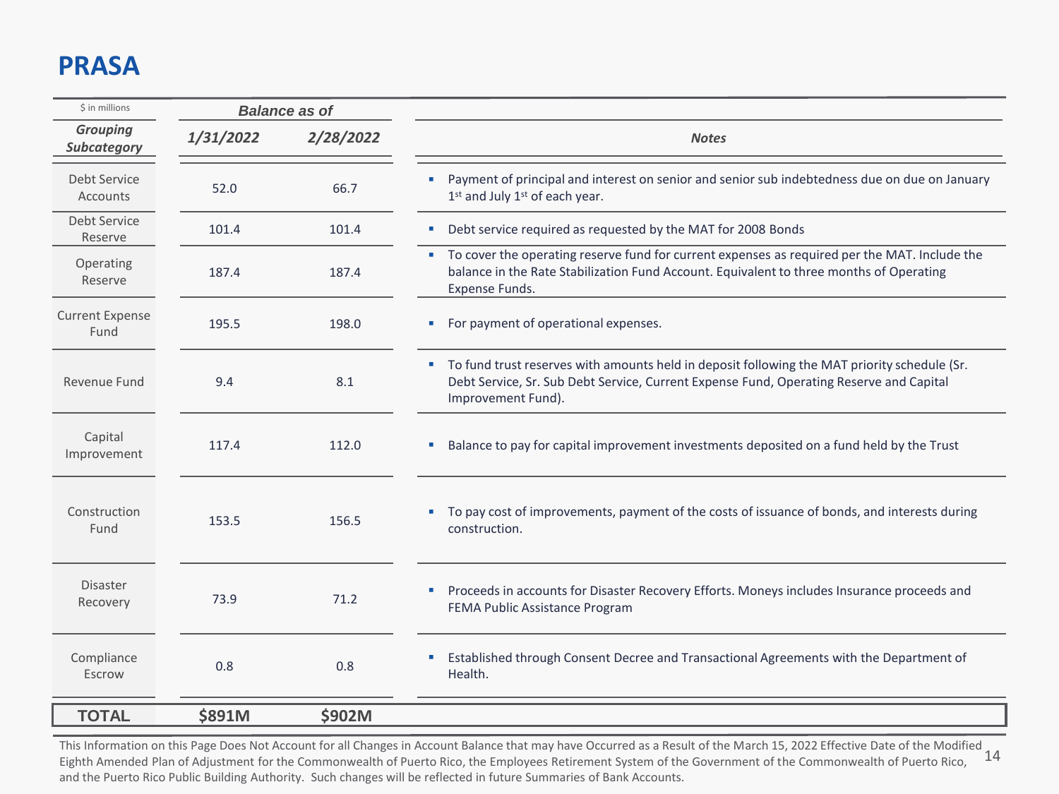# PRASA

| $ in millions | Balance as of | | |
|---|---|---|---|
| ***Grouping Subcategory*** | ***1/31/2022*** | ***2/28/2022*** | ***Notes*** |
| Debt Service Accounts | 52.0 | 66.7 | ▪ Payment of principal and interest on senior and senior sub indebtedness due on due on January 1st and July 1st of each year. |
| Debt Service Reserve | 101.4 | 101.4 | ▪ Debt service required as requested by the MAT for 2008 Bonds |
| Operating Reserve | 187.4 | 187.4 | ▪ To cover the operating reserve fund for current expenses as required per the MAT. Include the balance in the Rate Stabilization Fund Account. Equivalent to three months of Operating Expense Funds. |
| Current Expense Fund | 195.5 | 198.0 | ▪ For payment of operational expenses. |
| Revenue Fund | 9.4 | 8.1 | ▪ To fund trust reserves with amounts held in deposit following the MAT priority schedule (Sr. Debt Service, Sr. Sub Debt Service, Current Expense Fund, Operating Reserve and Capital Improvement Fund). |
| Capital Improvement | 117.4 | 112.0 | ▪ Balance to pay for capital improvement investments deposited on a fund held by the Trust |
| Construction Fund | 153.5 | 156.5 | ▪ To pay cost of improvements, payment of the costs of issuance of bonds, and interests during construction. |
| Disaster Recovery | 73.9 | 71.2 | ▪ Proceeds in accounts for Disaster Recovery Efforts. Moneys includes Insurance proceeds and FEMA Public Assistance Program |
| Compliance Escrow | 0.8 | 0.8 | ▪ Established through Consent Decree and Transactional Agreements with the Department of Health. |
| **TOTAL** | **$891M** | **$902M** | |

This Information on this Page Does Not Account for all Changes in Account Balance that may have Occurred as a Result of the March 15, 2022 Effective Date of the Modified Eighth Amended Plan of Adjustment for the Commonwealth of Puerto Rico, the Employees Retirement System of the Government of the Commonwealth of Puerto Rico, and the Puerto Rico Public Building Authority. Such changes will be reflected in future Summaries of Bank Accounts.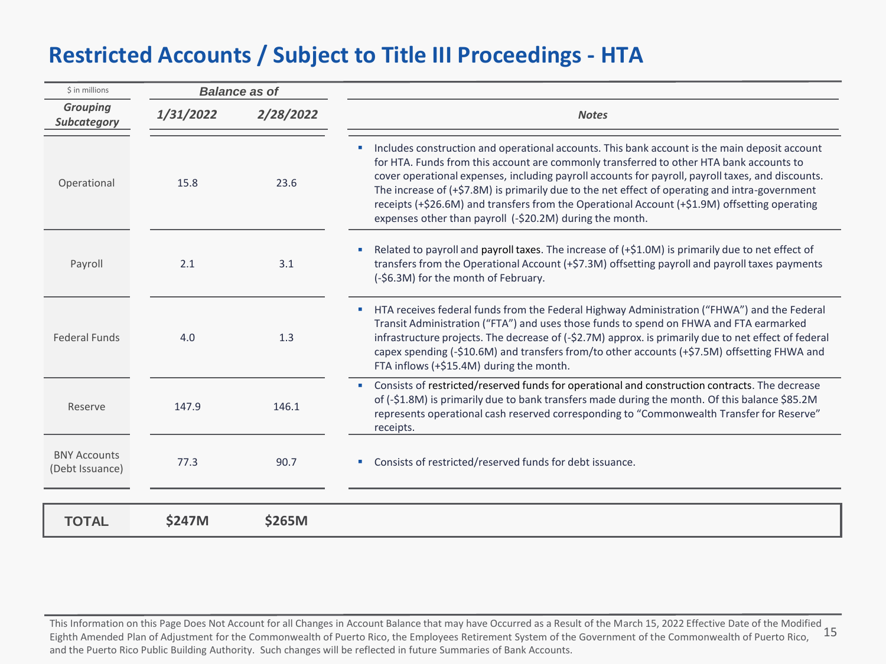# Restricted Accounts / Subject to Title III Proceedings - HTA

| $ in millions<br>*Grouping Subcategory* | *Balance as of*<br>*1/31/2022* | <br>*2/28/2022* | *Notes* |
|---|---|---|---|
| Operational | 15.8 | 23.6 | ▪ Includes construction and operational accounts. This bank account is the main deposit account for HTA. Funds from this account are commonly transferred to other HTA bank accounts to cover operational expenses, including payroll accounts for payroll, payroll taxes, and discounts. The increase of (+$7.8M) is primarily due to the net effect of operating and intra-government receipts (+$26.6M) and transfers from the Operational Account (+$1.9M) offsetting operating expenses other than payroll (-$20.2M) during the month. |
| Payroll | 2.1 | 3.1 | ▪ Related to payroll and payroll taxes. The increase of (+$1.0M) is primarily due to net effect of transfers from the Operational Account (+$7.3M) offsetting payroll and payroll taxes payments (-$6.3M) for the month of February. |
| Federal Funds | 4.0 | 1.3 | ▪ HTA receives federal funds from the Federal Highway Administration ("FHWA") and the Federal Transit Administration ("FTA") and uses those funds to spend on FHWA and FTA earmarked infrastructure projects. The decrease of (-$2.7M) approx. is primarily due to net effect of federal capex spending (-$10.6M) and transfers from/to other accounts (+$7.5M) offsetting FHWA and FTA inflows (+$15.4M) during the month. |
| Reserve | 147.9 | 146.1 | ▪ Consists of restricted/reserved funds for operational and construction contracts. The decrease of (-$1.8M) is primarily due to bank transfers made during the month. Of this balance $85.2M represents operational cash reserved corresponding to "Commonwealth Transfer for Reserve" receipts. |
| BNY Accounts (Debt Issuance) | 77.3 | 90.7 | ▪ Consists of restricted/reserved funds for debt issuance. |
| **TOTAL** | **$247M** | **$265M** | |

This Information on this Page Does Not Account for all Changes in Account Balance that may have Occurred as a Result of the March 15, 2022 Effective Date of the Modified Eighth Amended Plan of Adjustment for the Commonwealth of Puerto Rico, the Employees Retirement System of the Government of the Commonwealth of Puerto Rico, and the Puerto Rico Public Building Authority. Such changes will be reflected in future Summaries of Bank Accounts.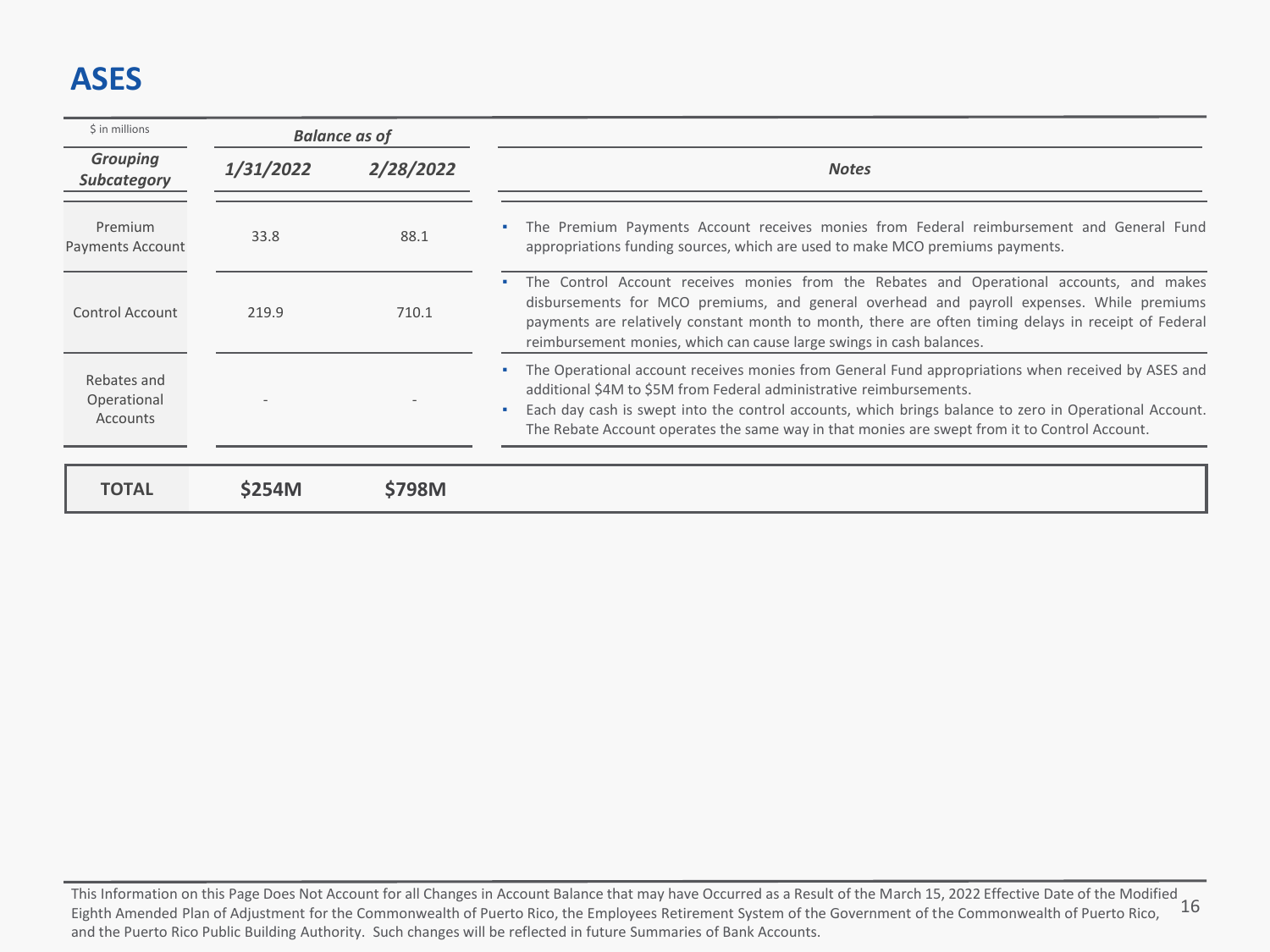# ASES

| $ in millions | Balance as of | | |
|---|---|---|---|
| ***Grouping Subcategory*** | ***1/31/2022*** | ***2/28/2022*** | ***Notes*** |
| Premium Payments Account | 33.8 | 88.1 | ▪ The Premium Payments Account receives monies from Federal reimbursement and General Fund appropriations funding sources, which are used to make MCO premiums payments. |
| Control Account | 219.9 | 710.1 | ▪ The Control Account receives monies from the Rebates and Operational accounts, and makes disbursements for MCO premiums, and general overhead and payroll expenses. While premiums payments are relatively constant month to month, there are often timing delays in receipt of Federal reimbursement monies, which can cause large swings in cash balances. |
| Rebates and Operational Accounts | - | - | ▪ The Operational account receives monies from General Fund appropriations when received by ASES and additional $4M to $5M from Federal administrative reimbursements. ▪ Each day cash is swept into the control accounts, which brings balance to zero in Operational Account. The Rebate Account operates the same way in that monies are swept from it to Control Account. |
| **TOTAL** | **$254M** | **$798M** | |

This Information on this Page Does Not Account for all Changes in Account Balance that may have Occurred as a Result of the March 15, 2022 Effective Date of the Modified Eighth Amended Plan of Adjustment for the Commonwealth of Puerto Rico, the Employees Retirement System of the Government of the Commonwealth of Puerto Rico, and the Puerto Rico Public Building Authority. Such changes will be reflected in future Summaries of Bank Accounts.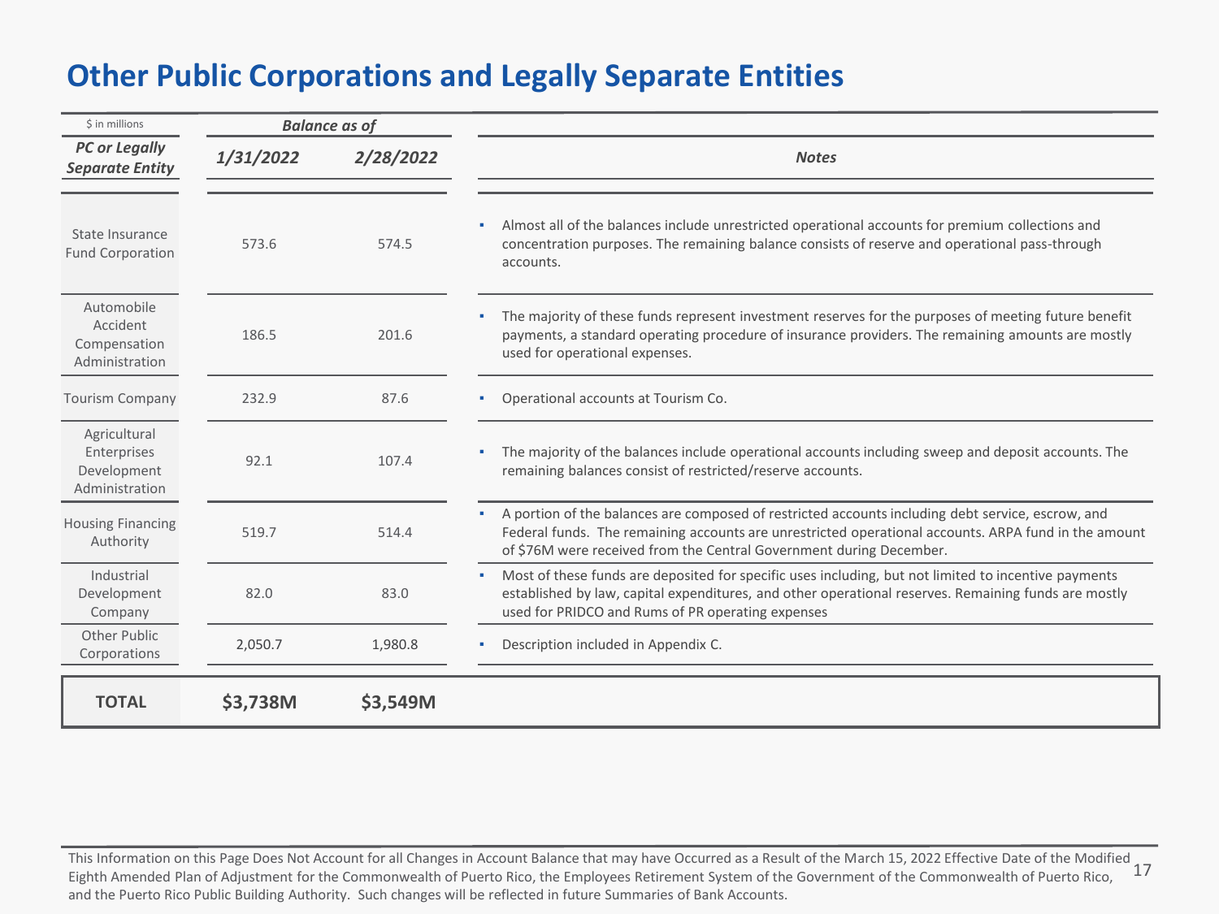# Other Public Corporations and Legally Separate Entities

| $ in millions | Balance as of | | |
|---|---|---|---|
| ***PC or Legally Separate Entity*** | ***1/31/2022*** | ***2/28/2022*** | ***Notes*** |
| State Insurance Fund Corporation | 573.6 | 574.5 | ▪ Almost all of the balances include unrestricted operational accounts for premium collections and concentration purposes. The remaining balance consists of reserve and operational pass-through accounts. |
| Automobile Accident Compensation Administration | 186.5 | 201.6 | ▪ The majority of these funds represent investment reserves for the purposes of meeting future benefit payments, a standard operating procedure of insurance providers. The remaining amounts are mostly used for operational expenses. |
| Tourism Company | 232.9 | 87.6 | ▪ Operational accounts at Tourism Co. |
| Agricultural Enterprises Development Administration | 92.1 | 107.4 | ▪ The majority of the balances include operational accounts including sweep and deposit accounts. The remaining balances consist of restricted/reserve accounts. |
| Housing Financing Authority | 519.7 | 514.4 | ▪ A portion of the balances are composed of restricted accounts including debt service, escrow, and Federal funds. The remaining accounts are unrestricted operational accounts. ARPA fund in the amount of $76M were received from the Central Government during December. |
| Industrial Development Company | 82.0 | 83.0 | ▪ Most of these funds are deposited for specific uses including, but not limited to incentive payments established by law, capital expenditures, and other operational reserves. Remaining funds are mostly used for PRIDCO and Rums of PR operating expenses |
| Other Public Corporations | 2,050.7 | 1,980.8 | ▪ Description included in Appendix C. |
| **TOTAL** | **$3,738M** | **$3,549M** | |

This Information on this Page Does Not Account for all Changes in Account Balance that may have Occurred as a Result of the March 15, 2022 Effective Date of the Modified Eighth Amended Plan of Adjustment for the Commonwealth of Puerto Rico, the Employees Retirement System of the Government of the Commonwealth of Puerto Rico, and the Puerto Rico Public Building Authority. Such changes will be reflected in future Summaries of Bank Accounts.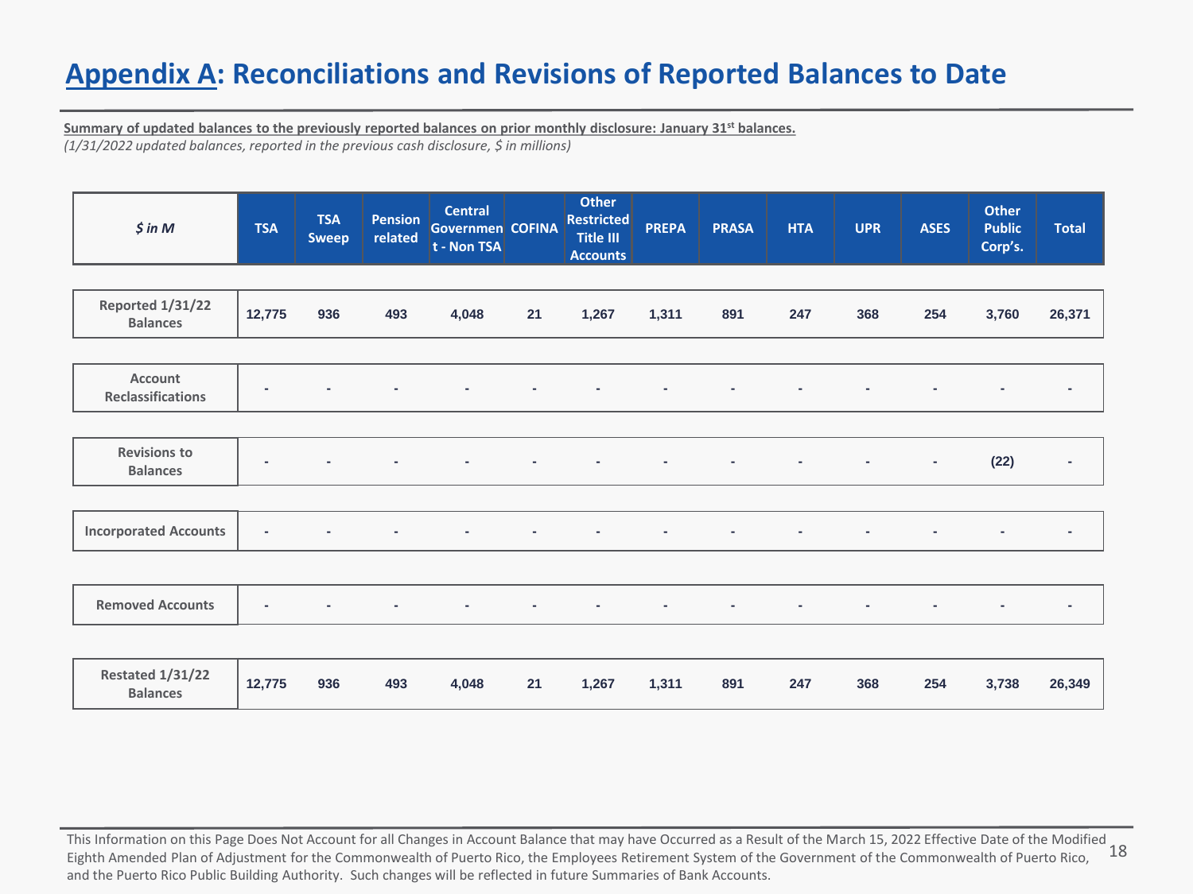# Appendix A: Reconciliations and Revisions of Reported Balances to Date

**Summary of updated balances to the previously reported balances on prior monthly disclosure: January 31st balances.**

*(1/31/2022 updated balances, reported in the previous cash disclosure, $ in millions)*

| *$ in M* | TSA | TSA Sweep | Pension related | Central Government - Non TSA | COFINA | Other Restricted Title III Accounts | PREPA | PRASA | HTA | UPR | ASES | Other Public Corp's. | Total |
|---|---|---|---|---|---|---|---|---|---|---|---|---|---|
| Reported 1/31/22 Balances | 12,775 | 936 | 493 | 4,048 | 21 | 1,267 | 1,311 | 891 | 247 | 368 | 254 | 3,760 | 26,371 |
| Account Reclassifications | - | - | - | - | - | - | - | - | - | - | - | - | - |
| Revisions to Balances | - | - | - | - | - | - | - | - | - | - | - | (22) | - |
| Incorporated Accounts | - | - | - | - | - | - | - | - | - | - | - | - | - |
| Removed Accounts | - | - | - | - | - | - | - | - | - | - | - | - | - |
| Restated 1/31/22 Balances | 12,775 | 936 | 493 | 4,048 | 21 | 1,267 | 1,311 | 891 | 247 | 368 | 254 | 3,738 | 26,349 |

This Information on this Page Does Not Account for all Changes in Account Balance that may have Occurred as a Result of the March 15, 2022 Effective Date of the Modified Eighth Amended Plan of Adjustment for the Commonwealth of Puerto Rico, the Employees Retirement System of the Government of the Commonwealth of Puerto Rico, and the Puerto Rico Public Building Authority. Such changes will be reflected in future Summaries of Bank Accounts.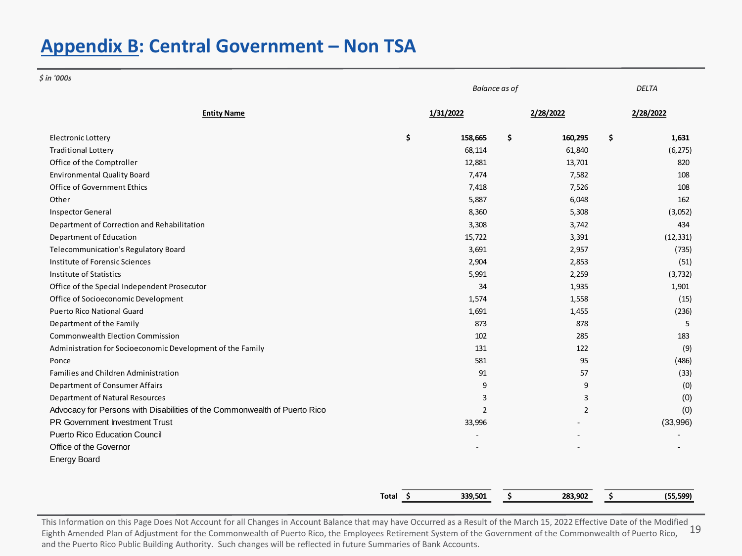# Appendix B: Central Government – Non TSA

*$ in '000s*

| Entity Name | Balance as of 1/31/2022 | Balance as of 2/28/2022 | DELTA 2/28/2022 |
|---|---|---|---|
| Electronic Lottery | $ 158,665 | $ 160,295 | $ 1,631 |
| Traditional Lottery | 68,114 | 61,840 | (6,275) |
| Office of the Comptroller | 12,881 | 13,701 | 820 |
| Environmental Quality Board | 7,474 | 7,582 | 108 |
| Office of Government Ethics | 7,418 | 7,526 | 108 |
| Other | 5,887 | 6,048 | 162 |
| Inspector General | 8,360 | 5,308 | (3,052) |
| Department of Correction and Rehabilitation | 3,308 | 3,742 | 434 |
| Department of Education | 15,722 | 3,391 | (12,331) |
| Telecommunication's Regulatory Board | 3,691 | 2,957 | (735) |
| Institute of Forensic Sciences | 2,904 | 2,853 | (51) |
| Institute of Statistics | 5,991 | 2,259 | (3,732) |
| Office of the Special Independent Prosecutor | 34 | 1,935 | 1,901 |
| Office of Socioeconomic Development | 1,574 | 1,558 | (15) |
| Puerto Rico National Guard | 1,691 | 1,455 | (236) |
| Department of the Family | 873 | 878 | 5 |
| Commonwealth Election Commission | 102 | 285 | 183 |
| Administration for Socioeconomic Development of the Family | 131 | 122 | (9) |
| Ponce | 581 | 95 | (486) |
| Families and Children Administration | 91 | 57 | (33) |
| Department of Consumer Affairs | 9 | 9 | (0) |
| Department of Natural Resources | 3 | 3 | (0) |
| Advocacy for Persons with Disabilities of the Commonwealth of Puerto Rico | 2 | 2 | (0) |
| PR Government Investment Trust | 33,996 | - | (33,996) |
| Puerto Rico Education Council | - | - | - |
| Office of the Governor | - | - | - |
| Energy Board | | | |
| **Total** | **$ 339,501** | **$ 283,902** | **$ (55,599)** |

This Information on this Page Does Not Account for all Changes in Account Balance that may have Occurred as a Result of the March 15, 2022 Effective Date of the Modified Eighth Amended Plan of Adjustment for the Commonwealth of Puerto Rico, the Employees Retirement System of the Government of the Commonwealth of Puerto Rico, and the Puerto Rico Public Building Authority. Such changes will be reflected in future Summaries of Bank Accounts.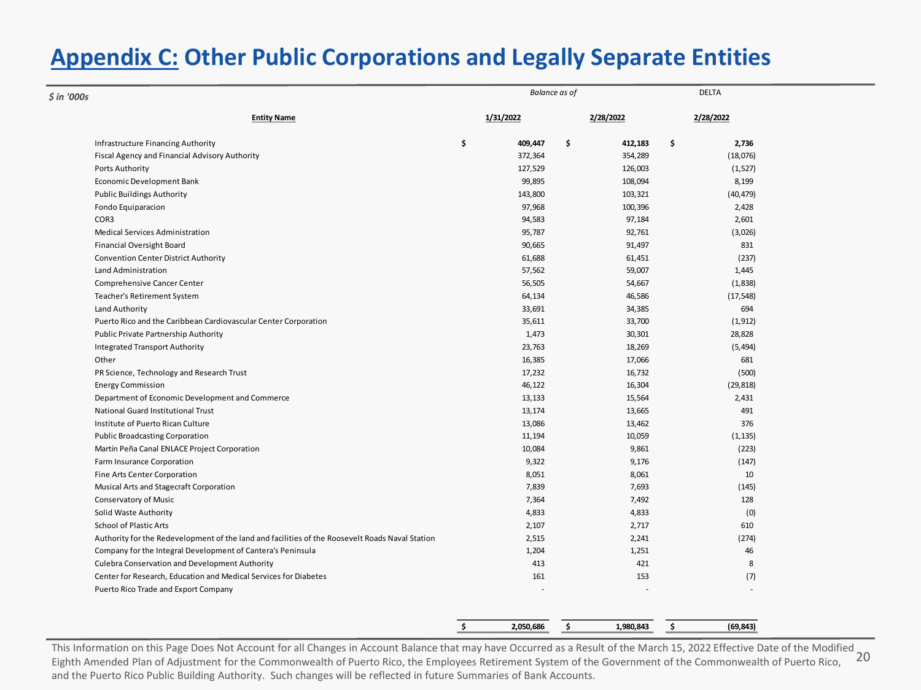# Appendix C: Other Public Corporations and Legally Separate Entities

| *$ in '000s* | Balance as of | | DELTA |
|---|---|---|---|
| **Entity Name** | **1/31/2022** | **2/28/2022** | **2/28/2022** |
| Infrastructure Financing Authority | $ 409,447 | $ 412,183 | $ 2,736 |
| Fiscal Agency and Financial Advisory Authority | 372,364 | 354,289 | (18,076) |
| Ports Authority | 127,529 | 126,003 | (1,527) |
| Economic Development Bank | 99,895 | 108,094 | 8,199 |
| Public Buildings Authority | 143,800 | 103,321 | (40,479) |
| Fondo Equiparacion | 97,968 | 100,396 | 2,428 |
| COR3 | 94,583 | 97,184 | 2,601 |
| Medical Services Administration | 95,787 | 92,761 | (3,026) |
| Financial Oversight Board | 90,665 | 91,497 | 831 |
| Convention Center District Authority | 61,688 | 61,451 | (237) |
| Land Administration | 57,562 | 59,007 | 1,445 |
| Comprehensive Cancer Center | 56,505 | 54,667 | (1,838) |
| Teacher's Retirement System | 64,134 | 46,586 | (17,548) |
| Land Authority | 33,691 | 34,385 | 694 |
| Puerto Rico and the Caribbean Cardiovascular Center Corporation | 35,611 | 33,700 | (1,912) |
| Public Private Partnership Authority | 1,473 | 30,301 | 28,828 |
| Integrated Transport Authority | 23,763 | 18,269 | (5,494) |
| Other | 16,385 | 17,066 | 681 |
| PR Science, Technology and Research Trust | 17,232 | 16,732 | (500) |
| Energy Commission | 46,122 | 16,304 | (29,818) |
| Department of Economic Development and Commerce | 13,133 | 15,564 | 2,431 |
| National Guard Institutional Trust | 13,174 | 13,665 | 491 |
| Institute of Puerto Rican Culture | 13,086 | 13,462 | 376 |
| Public Broadcasting Corporation | 11,194 | 10,059 | (1,135) |
| Martín Peña Canal ENLACE Project Corporation | 10,084 | 9,861 | (223) |
| Farm Insurance Corporation | 9,322 | 9,176 | (147) |
| Fine Arts Center Corporation | 8,051 | 8,061 | 10 |
| Musical Arts and Stagecraft Corporation | 7,839 | 7,693 | (145) |
| Conservatory of Music | 7,364 | 7,492 | 128 |
| Solid Waste Authority | 4,833 | 4,833 | (0) |
| School of Plastic Arts | 2,107 | 2,717 | 610 |
| Authority for the Redevelopment of the land and facilities of the Roosevelt Roads Naval Station | 2,515 | 2,241 | (274) |
| Company for the Integral Development of Cantera's Peninsula | 1,204 | 1,251 | 46 |
| Culebra Conservation and Development Authority | 413 | 421 | 8 |
| Center for Research, Education and Medical Services for Diabetes | 161 | 153 | (7) |
| Puerto Rico Trade and Export Company | - | - | - |
| | $ 2,050,686 | $ 1,980,843 | $ (69,843) |

This Information on this Page Does Not Account for all Changes in Account Balance that may have Occurred as a Result of the March 15, 2022 Effective Date of the Modified Eighth Amended Plan of Adjustment for the Commonwealth of Puerto Rico, the Employees Retirement System of the Government of the Commonwealth of Puerto Rico, and the Puerto Rico Public Building Authority. Such changes will be reflected in future Summaries of Bank Accounts.